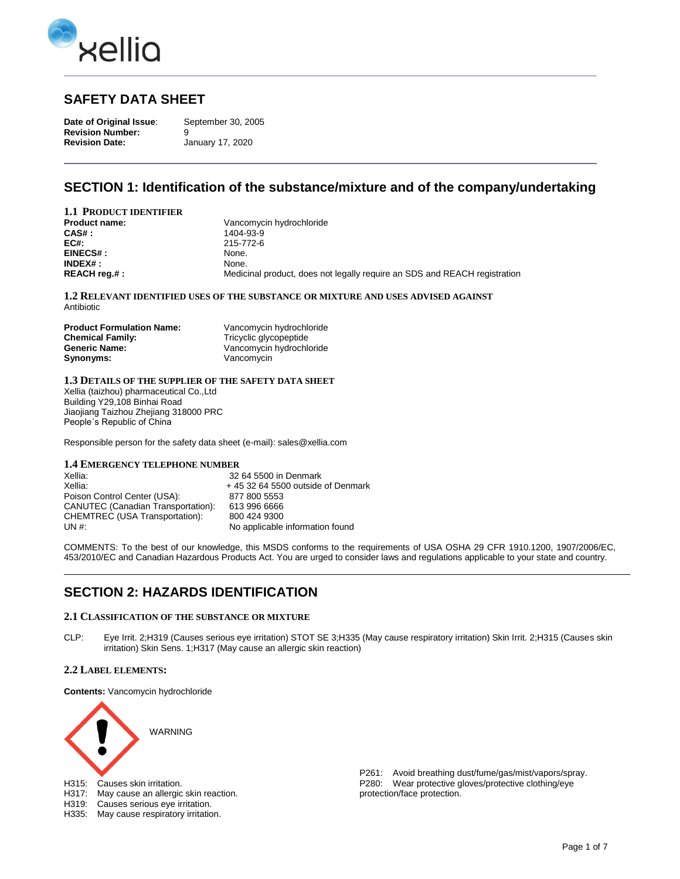# SAFETY DATA SHEET

**Date of Original Issue**: September 30, 2005
**Revision Number:** 9
**Revision Date:** January 17, 2020

## SECTION 1: Identification of the substance/mixture and of the company/undertaking

### 1.1 PRODUCT IDENTIFIER

| | |
|---|---|
| **Product name:** | Vancomycin hydrochloride |
| **CAS# :** | 1404-93-9 |
| **EC#:** | 215-772-6 |
| **EINECS# :** | None. |
| **INDEX# :** | None. |
| **REACH reg.# :** | Medicinal product, does not legally require an SDS and REACH registration |

### 1.2 RELEVANT IDENTIFIED USES OF THE SUBSTANCE OR MIXTURE AND USES ADVISED AGAINST

Antibiotic

| | |
|---|---|
| **Product Formulation Name:** | Vancomycin hydrochloride |
| **Chemical Family:** | Tricyclic glycopeptide |
| **Generic Name:** | Vancomycin hydrochloride |
| **Synonyms:** | Vancomycin |

### 1.3 DETAILS OF THE SUPPLIER OF THE SAFETY DATA SHEET

Xellia (taizhou) pharmaceutical Co.,Ltd
Building Y29,108 Binhai Road
Jiaojiang Taizhou Zhejiang 318000 PRC
People´s Republic of China

Responsible person for the safety data sheet (e-mail): sales@xellia.com

### 1.4 EMERGENCY TELEPHONE NUMBER

| | |
|---|---|
| Xellia: | 32 64 5500 in Denmark |
| Xellia: | + 45 32 64 5500 outside of Denmark |
| Poison Control Center (USA): | 877 800 5553 |
| CANUTEC (Canadian Transportation): | 613 996 6666 |
| CHEMTREC (USA Transportation): | 800 424 9300 |
| UN #: | No applicable information found |

COMMENTS: To the best of our knowledge, this MSDS conforms to the requirements of USA OSHA 29 CFR 1910.1200, 1907/2006/EC, 453/2010/EC and Canadian Hazardous Products Act. You are urged to consider laws and regulations applicable to your state and country.

## SECTION 2: HAZARDS IDENTIFICATION

### 2.1 CLASSIFICATION OF THE SUBSTANCE OR MIXTURE

CLP: Eye Irrit. 2;H319 (Causes serious eye irritation) STOT SE 3;H335 (May cause respiratory irritation) Skin Irrit. 2;H315 (Causes skin irritation) Skin Sens. 1;H317 (May cause an allergic skin reaction)

### 2.2 LABEL ELEMENTS:

**Contents:** Vancomycin hydrochloride

WARNING

H315: Causes skin irritation.
H317: May cause an allergic skin reaction.
H319: Causes serious eye irritation.
H335: May cause respiratory irritation.

P261: Avoid breathing dust/fume/gas/mist/vapors/spray.
P280: Wear protective gloves/protective clothing/eye protection/face protection.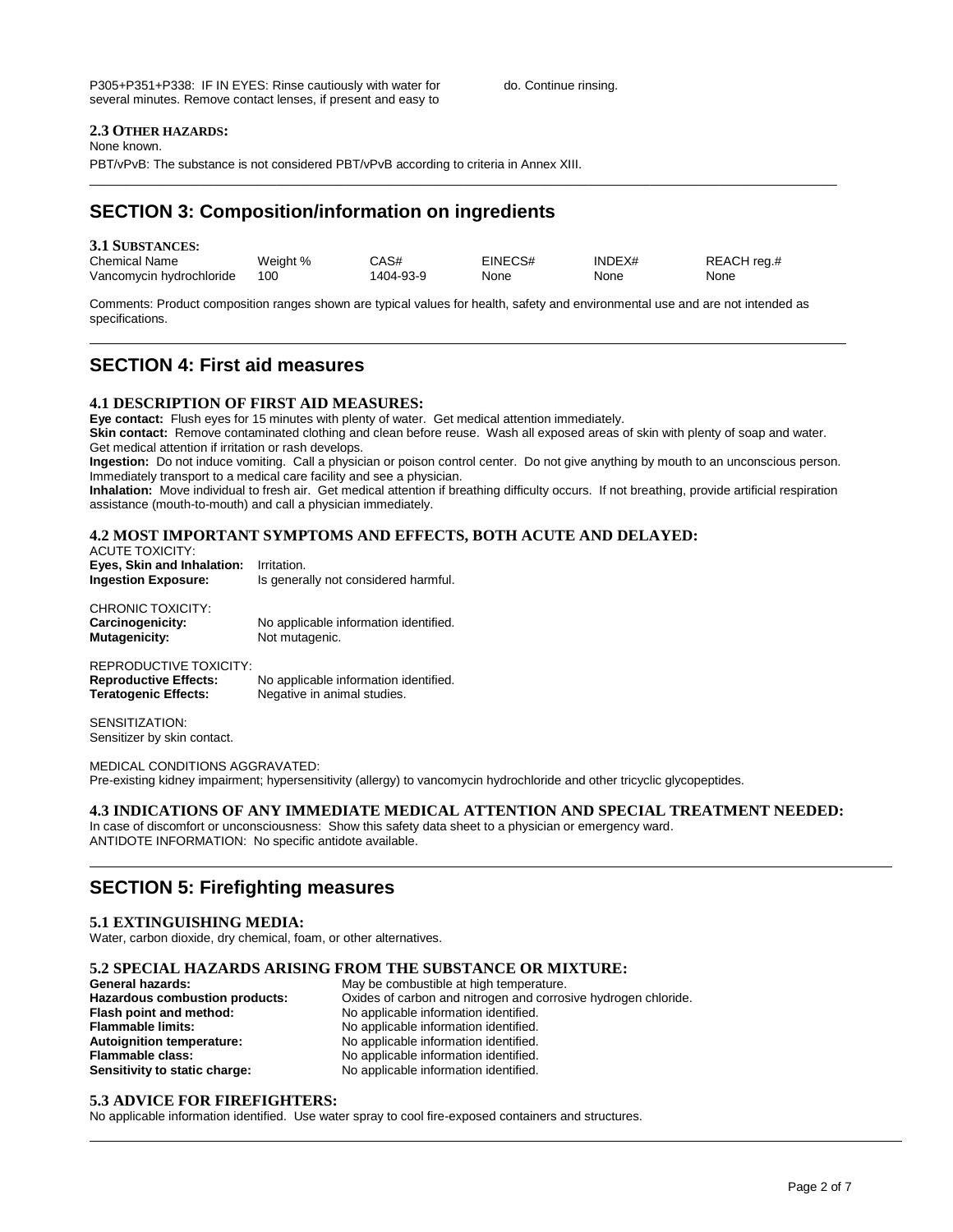P305+P351+P338: IF IN EYES: Rinse cautiously with water for several minutes. Remove contact lenses, if present and easy to do. Continue rinsing.

**2.3 OTHER HAZARDS:**

None known.

PBT/vPvB: The substance is not considered PBT/vPvB according to criteria in Annex XIII.

## SECTION 3: Composition/information on ingredients

**3.1 SUBSTANCES:**

| Chemical Name | Weight % | CAS# | EINECS# | INDEX# | REACH reg.# |
|---|---|---|---|---|---|
| Vancomycin hydrochloride | 100 | 1404-93-9 | None | None | None |

Comments: Product composition ranges shown are typical values for health, safety and environmental use and are not intended as specifications.

## SECTION 4: First aid measures

### 4.1 DESCRIPTION OF FIRST AID MEASURES:

**Eye contact:** Flush eyes for 15 minutes with plenty of water. Get medical attention immediately.

**Skin contact:** Remove contaminated clothing and clean before reuse. Wash all exposed areas of skin with plenty of soap and water. Get medical attention if irritation or rash develops.

**Ingestion:** Do not induce vomiting. Call a physician or poison control center. Do not give anything by mouth to an unconscious person. Immediately transport to a medical care facility and see a physician.

**Inhalation:** Move individual to fresh air. Get medical attention if breathing difficulty occurs. If not breathing, provide artificial respiration assistance (mouth-to-mouth) and call a physician immediately.

### 4.2 MOST IMPORTANT SYMPTOMS AND EFFECTS, BOTH ACUTE AND DELAYED:

ACUTE TOXICITY:

**Eyes, Skin and Inhalation:** Irritation.
**Ingestion Exposure:** Is generally not considered harmful.

CHRONIC TOXICITY:

**Carcinogenicity:** No applicable information identified.
**Mutagenicity:** Not mutagenic.

REPRODUCTIVE TOXICITY:

**Reproductive Effects:** No applicable information identified.
**Teratogenic Effects:** Negative in animal studies.

SENSITIZATION:

Sensitizer by skin contact.

MEDICAL CONDITIONS AGGRAVATED:

Pre-existing kidney impairment; hypersensitivity (allergy) to vancomycin hydrochloride and other tricyclic glycopeptides.

### 4.3 INDICATIONS OF ANY IMMEDIATE MEDICAL ATTENTION AND SPECIAL TREATMENT NEEDED:

In case of discomfort or unconsciousness: Show this safety data sheet to a physician or emergency ward.

ANTIDOTE INFORMATION: No specific antidote available.

## SECTION 5: Firefighting measures

### 5.1 EXTINGUISHING MEDIA:

Water, carbon dioxide, dry chemical, foam, or other alternatives.

### 5.2 SPECIAL HAZARDS ARISING FROM THE SUBSTANCE OR MIXTURE:

**General hazards:** May be combustible at high temperature.
**Hazardous combustion products:** Oxides of carbon and nitrogen and corrosive hydrogen chloride.
**Flash point and method:** No applicable information identified.
**Flammable limits:** No applicable information identified.
**Autoignition temperature:** No applicable information identified.
**Flammable class:** No applicable information identified.
**Sensitivity to static charge:** No applicable information identified.

### 5.3 ADVICE FOR FIREFIGHTERS:

No applicable information identified. Use water spray to cool fire-exposed containers and structures.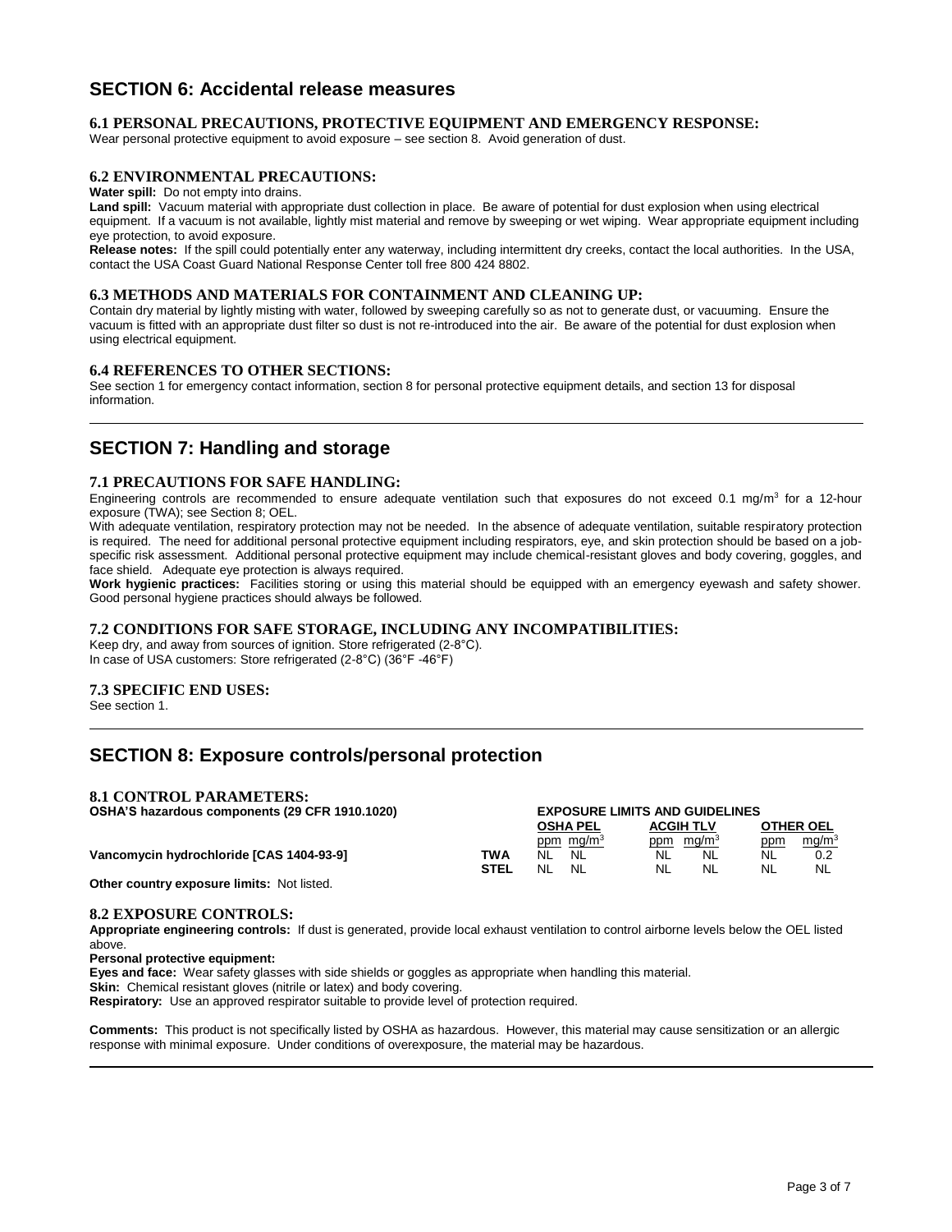## SECTION 6: Accidental release measures

### 6.1 PERSONAL PRECAUTIONS, PROTECTIVE EQUIPMENT AND EMERGENCY RESPONSE:

Wear personal protective equipment to avoid exposure – see section 8. Avoid generation of dust.

### 6.2 ENVIRONMENTAL PRECAUTIONS:

**Water spill:** Do not empty into drains.

**Land spill:** Vacuum material with appropriate dust collection in place. Be aware of potential for dust explosion when using electrical equipment. If a vacuum is not available, lightly mist material and remove by sweeping or wet wiping. Wear appropriate equipment including eye protection, to avoid exposure.

**Release notes:** If the spill could potentially enter any waterway, including intermittent dry creeks, contact the local authorities. In the USA, contact the USA Coast Guard National Response Center toll free 800 424 8802.

### 6.3 METHODS AND MATERIALS FOR CONTAINMENT AND CLEANING UP:

Contain dry material by lightly misting with water, followed by sweeping carefully so as not to generate dust, or vacuuming. Ensure the vacuum is fitted with an appropriate dust filter so dust is not re-introduced into the air. Be aware of the potential for dust explosion when using electrical equipment.

### 6.4 REFERENCES TO OTHER SECTIONS:

See section 1 for emergency contact information, section 8 for personal protective equipment details, and section 13 for disposal information.

## SECTION 7: Handling and storage

### 7.1 PRECAUTIONS FOR SAFE HANDLING:

Engineering controls are recommended to ensure adequate ventilation such that exposures do not exceed 0.1 mg/m$^3$ for a 12-hour exposure (TWA); see Section 8; OEL.

With adequate ventilation, respiratory protection may not be needed. In the absence of adequate ventilation, suitable respiratory protection is required. The need for additional personal protective equipment including respirators, eye, and skin protection should be based on a job-specific risk assessment. Additional personal protective equipment may include chemical-resistant gloves and body covering, goggles, and face shield. Adequate eye protection is always required.

**Work hygienic practices:** Facilities storing or using this material should be equipped with an emergency eyewash and safety shower. Good personal hygiene practices should always be followed.

### 7.2 CONDITIONS FOR SAFE STORAGE, INCLUDING ANY INCOMPATIBILITIES:

Keep dry, and away from sources of ignition. Store refrigerated (2-8°C).
In case of USA customers: Store refrigerated (2-8°C) (36°F -46°F)

### 7.3 SPECIFIC END USES:

See section 1.

## SECTION 8: Exposure controls/personal protection

### 8.1 CONTROL PARAMETERS:

| OSHA'S hazardous components (29 CFR 1910.1020) | | EXPOSURE LIMITS AND GUIDELINES | | | | | |
|---|---|---|---|---|---|---|---|
| | | OSHA PEL | | ACGIH TLV | | OTHER OEL | |
| | | ppm | mg/m$^3$ | ppm | mg/m$^3$ | ppm | mg/m$^3$ |
| Vancomycin hydrochloride [CAS 1404-93-9] | TWA | NL | NL | NL | NL | NL | 0.2 |
| | STEL | NL | NL | NL | NL | NL | NL |

**Other country exposure limits:** Not listed.

### 8.2 EXPOSURE CONTROLS:

**Appropriate engineering controls:** If dust is generated, provide local exhaust ventilation to control airborne levels below the OEL listed above.

**Personal protective equipment:**

**Eyes and face:** Wear safety glasses with side shields or goggles as appropriate when handling this material.

**Skin:** Chemical resistant gloves (nitrile or latex) and body covering.

**Respiratory:** Use an approved respirator suitable to provide level of protection required.

**Comments:** This product is not specifically listed by OSHA as hazardous. However, this material may cause sensitization or an allergic response with minimal exposure. Under conditions of overexposure, the material may be hazardous.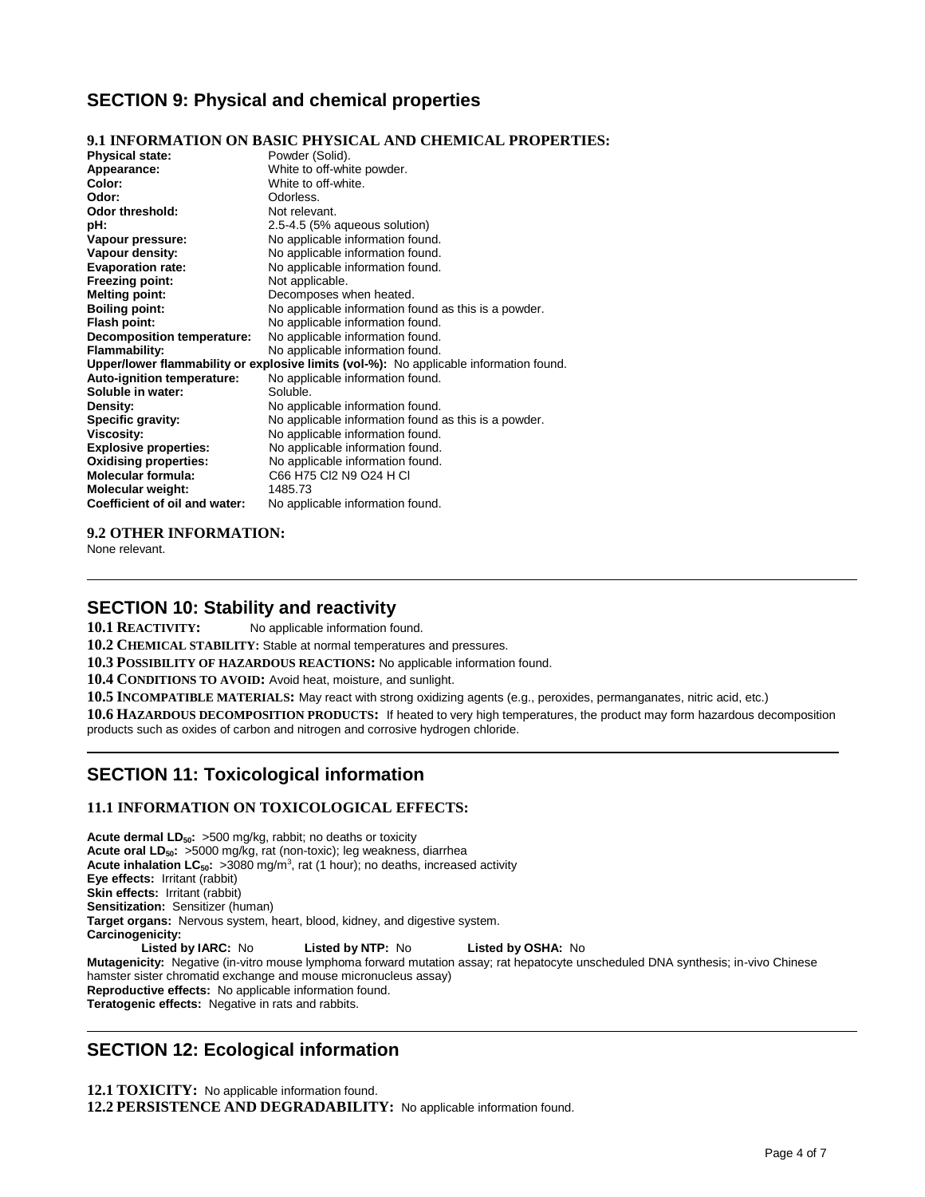## SECTION 9: Physical and chemical properties

### 9.1 INFORMATION ON BASIC PHYSICAL AND CHEMICAL PROPERTIES:

**Physical state:** Powder (Solid).
**Appearance:** White to off-white powder.
**Color:** White to off-white.
**Odor:** Odorless.
**Odor threshold:** Not relevant.
**pH:** 2.5-4.5 (5% aqueous solution)
**Vapour pressure:** No applicable information found.
**Vapour density:** No applicable information found.
**Evaporation rate:** No applicable information found.
**Freezing point:** Not applicable.
**Melting point:** Decomposes when heated.
**Boiling point:** No applicable information found as this is a powder.
**Flash point:** No applicable information found.
**Decomposition temperature:** No applicable information found.
**Flammability:** No applicable information found.
**Upper/lower flammability or explosive limits (vol-%):** No applicable information found.
**Auto-ignition temperature:** No applicable information found.
**Soluble in water:** Soluble.
**Density:** No applicable information found.
**Specific gravity:** No applicable information found as this is a powder.
**Viscosity:** No applicable information found.
**Explosive properties:** No applicable information found.
**Oxidising properties:** No applicable information found.
**Molecular formula:** C66 H75 Cl2 N9 O24 H Cl
**Molecular weight:** 1485.73
**Coefficient of oil and water:** No applicable information found.

### 9.2 OTHER INFORMATION:

None relevant.

## SECTION 10: Stability and reactivity

**10.1 REACTIVITY:** No applicable information found.

**10.2 CHEMICAL STABILITY:** Stable at normal temperatures and pressures.

**10.3 POSSIBILITY OF HAZARDOUS REACTIONS:** No applicable information found.

**10.4 CONDITIONS TO AVOID:** Avoid heat, moisture, and sunlight.

**10.5 INCOMPATIBLE MATERIALS:** May react with strong oxidizing agents (e.g., peroxides, permanganates, nitric acid, etc.)

**10.6 HAZARDOUS DECOMPOSITION PRODUCTS:** If heated to very high temperatures, the product may form hazardous decomposition products such as oxides of carbon and nitrogen and corrosive hydrogen chloride.

## SECTION 11: Toxicological information

### 11.1 INFORMATION ON TOXICOLOGICAL EFFECTS:

**Acute dermal $LD_{50}$:** >500 mg/kg, rabbit; no deaths or toxicity
**Acute oral $LD_{50}$:** >5000 mg/kg, rat (non-toxic); leg weakness, diarrhea
**Acute inhalation $LC_{50}$:** >3080 mg/m$^3$, rat (1 hour); no deaths, increased activity
**Eye effects:** Irritant (rabbit)
**Skin effects:** Irritant (rabbit)
**Sensitization:** Sensitizer (human)
**Target organs:** Nervous system, heart, blood, kidney, and digestive system.
**Carcinogenicity:**
**Listed by IARC:** No **Listed by NTP:** No **Listed by OSHA:** No
**Mutagenicity:** Negative (in-vitro mouse lymphoma forward mutation assay; rat hepatocyte unscheduled DNA synthesis; in-vivo Chinese hamster sister chromatid exchange and mouse micronucleus assay)
**Reproductive effects:** No applicable information found.
**Teratogenic effects:** Negative in rats and rabbits.

## SECTION 12: Ecological information

**12.1 TOXICITY:** No applicable information found.
**12.2 PERSISTENCE AND DEGRADABILITY:** No applicable information found.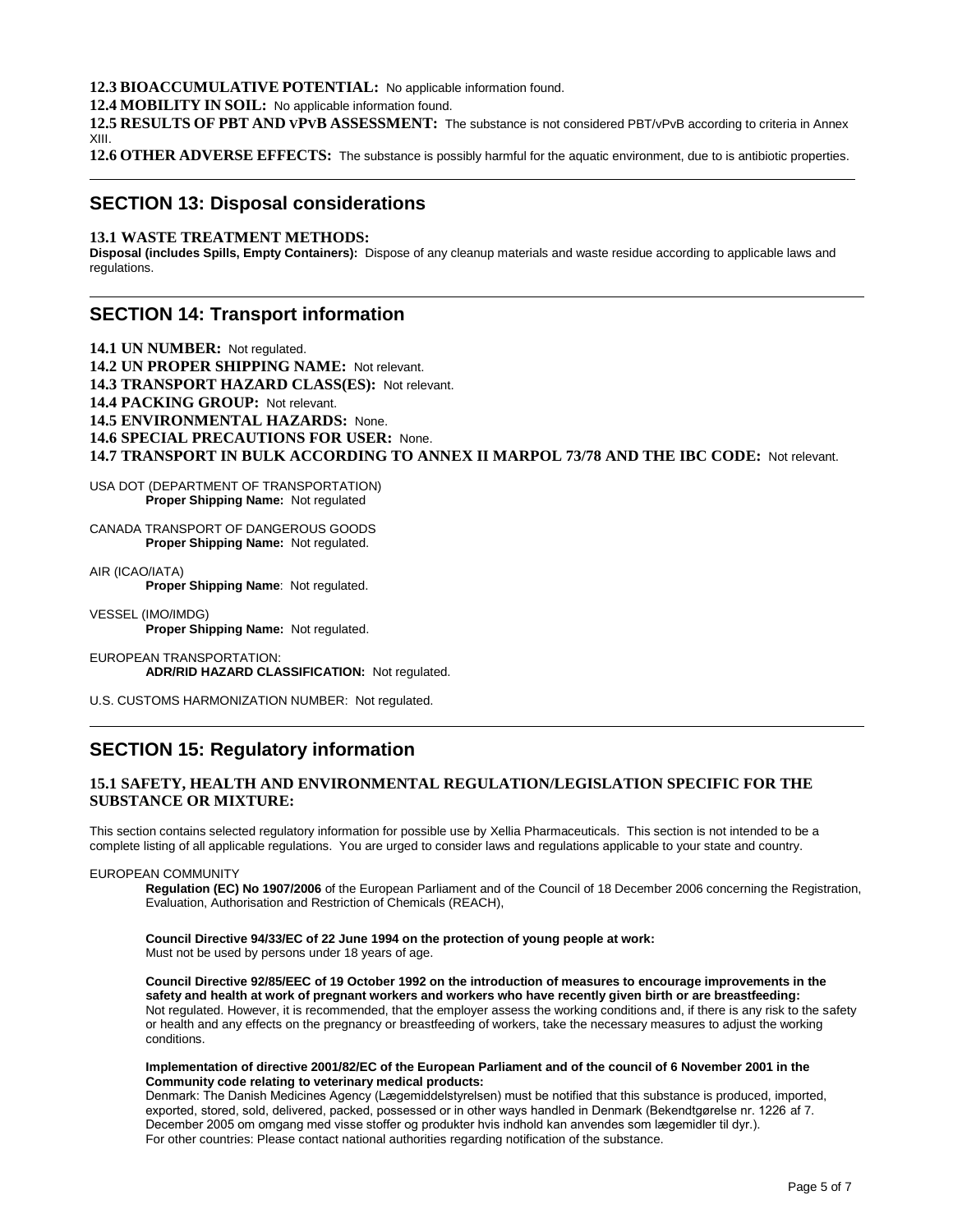**12.3 BIOACCUMULATIVE POTENTIAL:** No applicable information found.

**12.4 MOBILITY IN SOIL:** No applicable information found.

**12.5 RESULTS OF PBT AND VPVB ASSESSMENT:** The substance is not considered PBT/vPvB according to criteria in Annex XIII.

**12.6 OTHER ADVERSE EFFECTS:** The substance is possibly harmful for the aquatic environment, due to is antibiotic properties.

## SECTION 13: Disposal considerations

**13.1 WASTE TREATMENT METHODS:**

**Disposal (includes Spills, Empty Containers):** Dispose of any cleanup materials and waste residue according to applicable laws and regulations.

## SECTION 14: Transport information

**14.1 UN NUMBER:** Not regulated.

**14.2 UN PROPER SHIPPING NAME:** Not relevant.

**14.3 TRANSPORT HAZARD CLASS(ES):** Not relevant.

**14.4 PACKING GROUP:** Not relevant.

**14.5 ENVIRONMENTAL HAZARDS:** None.

**14.6 SPECIAL PRECAUTIONS FOR USER:** None.

**14.7 TRANSPORT IN BULK ACCORDING TO ANNEX II MARPOL 73/78 AND THE IBC CODE:** Not relevant.

USA DOT (DEPARTMENT OF TRANSPORTATION)
**Proper Shipping Name:** Not regulated

CANADA TRANSPORT OF DANGEROUS GOODS
**Proper Shipping Name:** Not regulated.

AIR (ICAO/IATA)
**Proper Shipping Name**: Not regulated.

VESSEL (IMO/IMDG)
**Proper Shipping Name:** Not regulated.

EUROPEAN TRANSPORTATION:
**ADR/RID HAZARD CLASSIFICATION:** Not regulated.

U.S. CUSTOMS HARMONIZATION NUMBER: Not regulated.

## SECTION 15: Regulatory information

### 15.1 SAFETY, HEALTH AND ENVIRONMENTAL REGULATION/LEGISLATION SPECIFIC FOR THE SUBSTANCE OR MIXTURE:

This section contains selected regulatory information for possible use by Xellia Pharmaceuticals. This section is not intended to be a complete listing of all applicable regulations. You are urged to consider laws and regulations applicable to your state and country.

EUROPEAN COMMUNITY

**Regulation (EC) No 1907/2006** of the European Parliament and of the Council of 18 December 2006 concerning the Registration, Evaluation, Authorisation and Restriction of Chemicals (REACH),

**Council Directive 94/33/EC of 22 June 1994 on the protection of young people at work:**
Must not be used by persons under 18 years of age.

**Council Directive 92/85/EEC of 19 October 1992 on the introduction of measures to encourage improvements in the safety and health at work of pregnant workers and workers who have recently given birth or are breastfeeding:**
Not regulated. However, it is recommended, that the employer assess the working conditions and, if there is any risk to the safety or health and any effects on the pregnancy or breastfeeding of workers, take the necessary measures to adjust the working conditions.

**Implementation of directive 2001/82/EC of the European Parliament and of the council of 6 November 2001 in the Community code relating to veterinary medical products:**
Denmark: The Danish Medicines Agency (Lægemiddelstyrelsen) must be notified that this substance is produced, imported, exported, stored, sold, delivered, packed, possessed or in other ways handled in Denmark (Bekendtgørelse nr. 1226 af 7. December 2005 om omgang med visse stoffer og produkter hvis indhold kan anvendes som lægemidler til dyr.).
For other countries: Please contact national authorities regarding notification of the substance.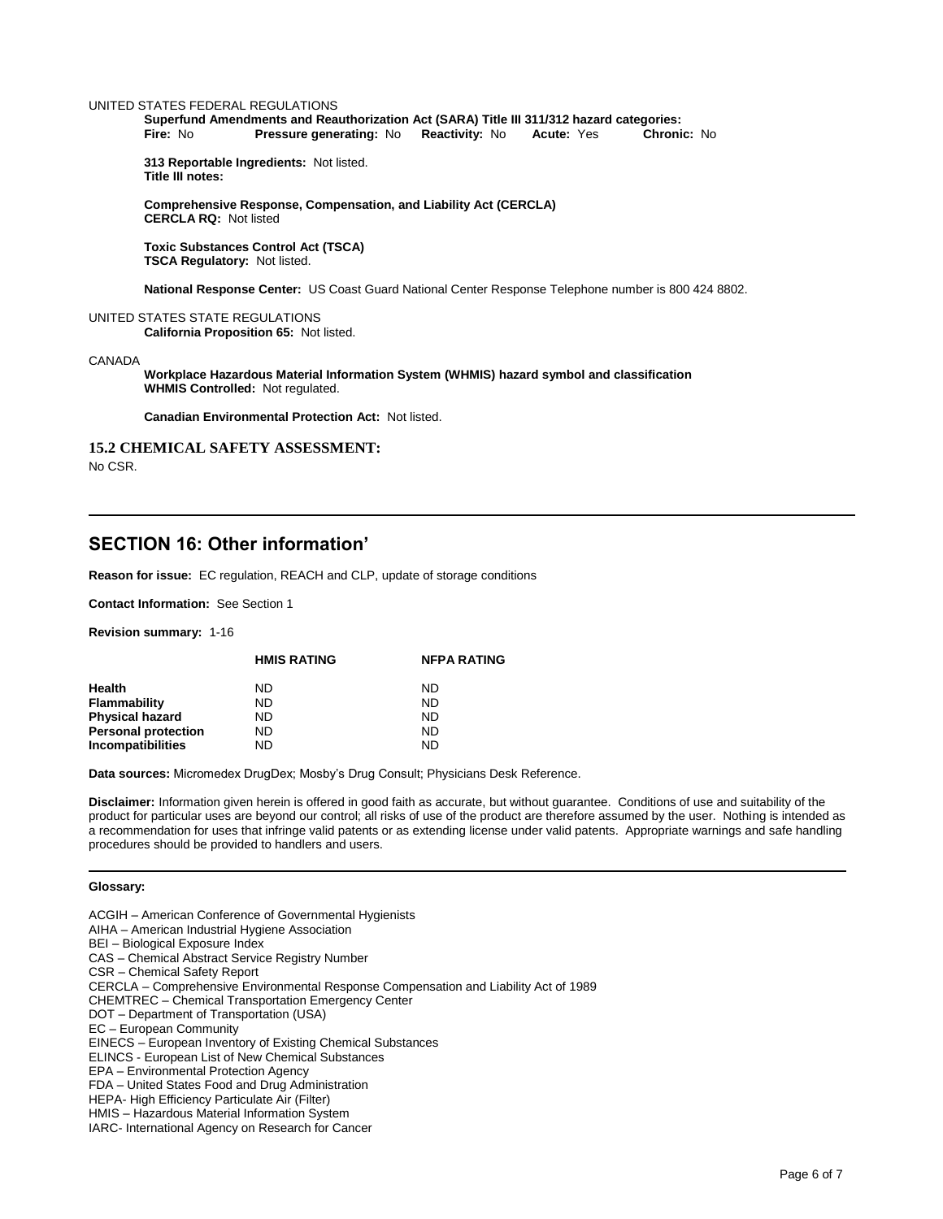UNITED STATES FEDERAL REGULATIONS

**Superfund Amendments and Reauthorization Act (SARA) Title III 311/312 hazard categories:**
**Fire:** No **Pressure generating:** No **Reactivity:** No **Acute:** Yes **Chronic:** No

**313 Reportable Ingredients:** Not listed.
**Title III notes:**

**Comprehensive Response, Compensation, and Liability Act (CERCLA)**
**CERCLA RQ:** Not listed

**Toxic Substances Control Act (TSCA)**
**TSCA Regulatory:** Not listed.

**National Response Center:** US Coast Guard National Center Response Telephone number is 800 424 8802.

UNITED STATES STATE REGULATIONS

**California Proposition 65:** Not listed.

CANADA

**Workplace Hazardous Material Information System (WHMIS) hazard symbol and classification**
**WHMIS Controlled:** Not regulated.

**Canadian Environmental Protection Act:** Not listed.

### 15.2 CHEMICAL SAFETY ASSESSMENT:

No CSR.

---

## SECTION 16: Other information'

**Reason for issue:** EC regulation, REACH and CLP, update of storage conditions

**Contact Information:** See Section 1

**Revision summary:** 1-16

| | HMIS RATING | NFPA RATING |
|---|---|---|
| **Health** | ND | ND |
| **Flammability** | ND | ND |
| **Physical hazard** | ND | ND |
| **Personal protection** | ND | ND |
| **Incompatibilities** | ND | ND |

**Data sources:** Micromedex DrugDex; Mosby's Drug Consult; Physicians Desk Reference.

**Disclaimer:** Information given herein is offered in good faith as accurate, but without guarantee. Conditions of use and suitability of the product for particular uses are beyond our control; all risks of use of the product are therefore assumed by the user. Nothing is intended as a recommendation for uses that infringe valid patents or as extending license under valid patents. Appropriate warnings and safe handling procedures should be provided to handlers and users.

---

**Glossary:**

ACGIH – American Conference of Governmental Hygienists
AIHA – American Industrial Hygiene Association
BEI – Biological Exposure Index
CAS – Chemical Abstract Service Registry Number
CSR – Chemical Safety Report
CERCLA – Comprehensive Environmental Response Compensation and Liability Act of 1989
CHEMTREC – Chemical Transportation Emergency Center
DOT – Department of Transportation (USA)
EC – European Community
EINECS – European Inventory of Existing Chemical Substances
ELINCS - European List of New Chemical Substances
EPA – Environmental Protection Agency
FDA – United States Food and Drug Administration
HEPA- High Efficiency Particulate Air (Filter)
HMIS – Hazardous Material Information System
IARC- International Agency on Research for Cancer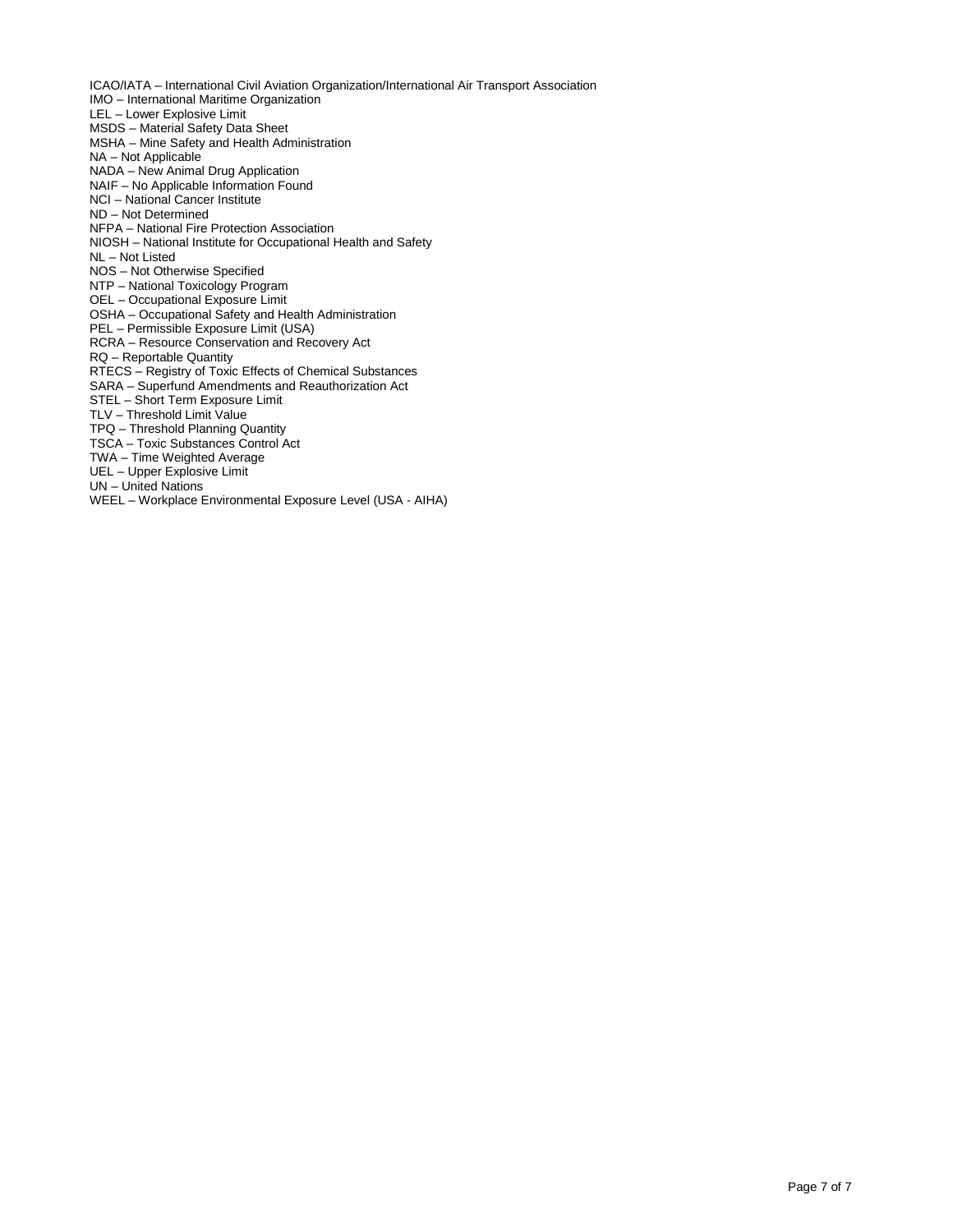ICAO/IATA – International Civil Aviation Organization/International Air Transport Association
IMO – International Maritime Organization
LEL – Lower Explosive Limit
MSDS – Material Safety Data Sheet
MSHA – Mine Safety and Health Administration
NA – Not Applicable
NADA – New Animal Drug Application
NAIF – No Applicable Information Found
NCI – National Cancer Institute
ND – Not Determined
NFPA – National Fire Protection Association
NIOSH – National Institute for Occupational Health and Safety
NL – Not Listed
NOS – Not Otherwise Specified
NTP – National Toxicology Program
OEL – Occupational Exposure Limit
OSHA – Occupational Safety and Health Administration
PEL – Permissible Exposure Limit (USA)
RCRA – Resource Conservation and Recovery Act
RQ – Reportable Quantity
RTECS – Registry of Toxic Effects of Chemical Substances
SARA – Superfund Amendments and Reauthorization Act
STEL – Short Term Exposure Limit
TLV – Threshold Limit Value
TPQ – Threshold Planning Quantity
TSCA – Toxic Substances Control Act
TWA – Time Weighted Average
UEL – Upper Explosive Limit
UN – United Nations
WEEL – Workplace Environmental Exposure Level (USA - AIHA)